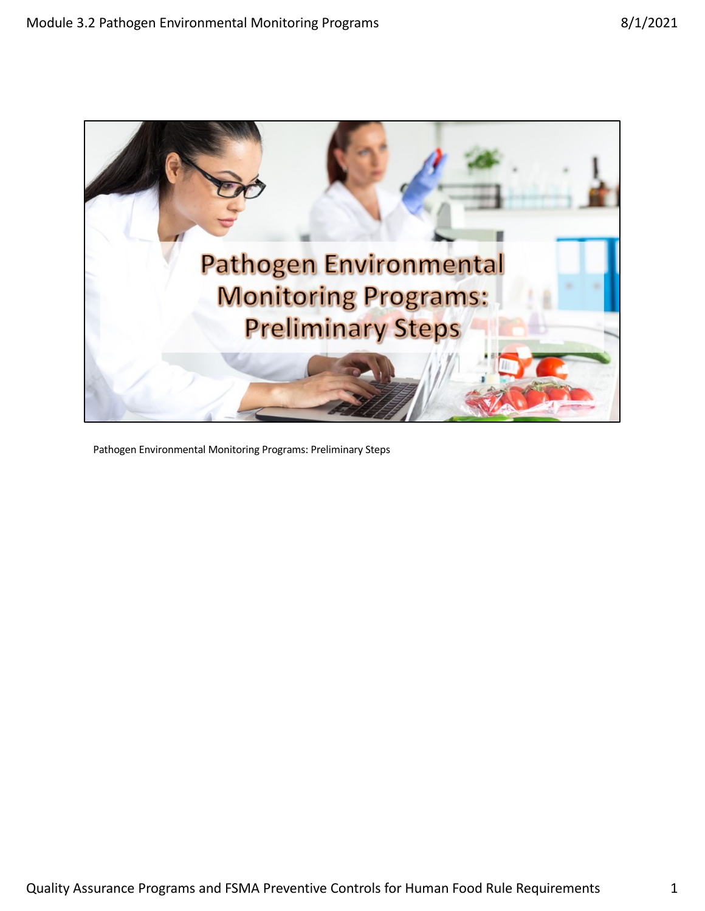# Pathogen Environmental Monitoring Programs: Preliminary Steps

Pathogen Environmental Monitoring Programs: Preliminary Steps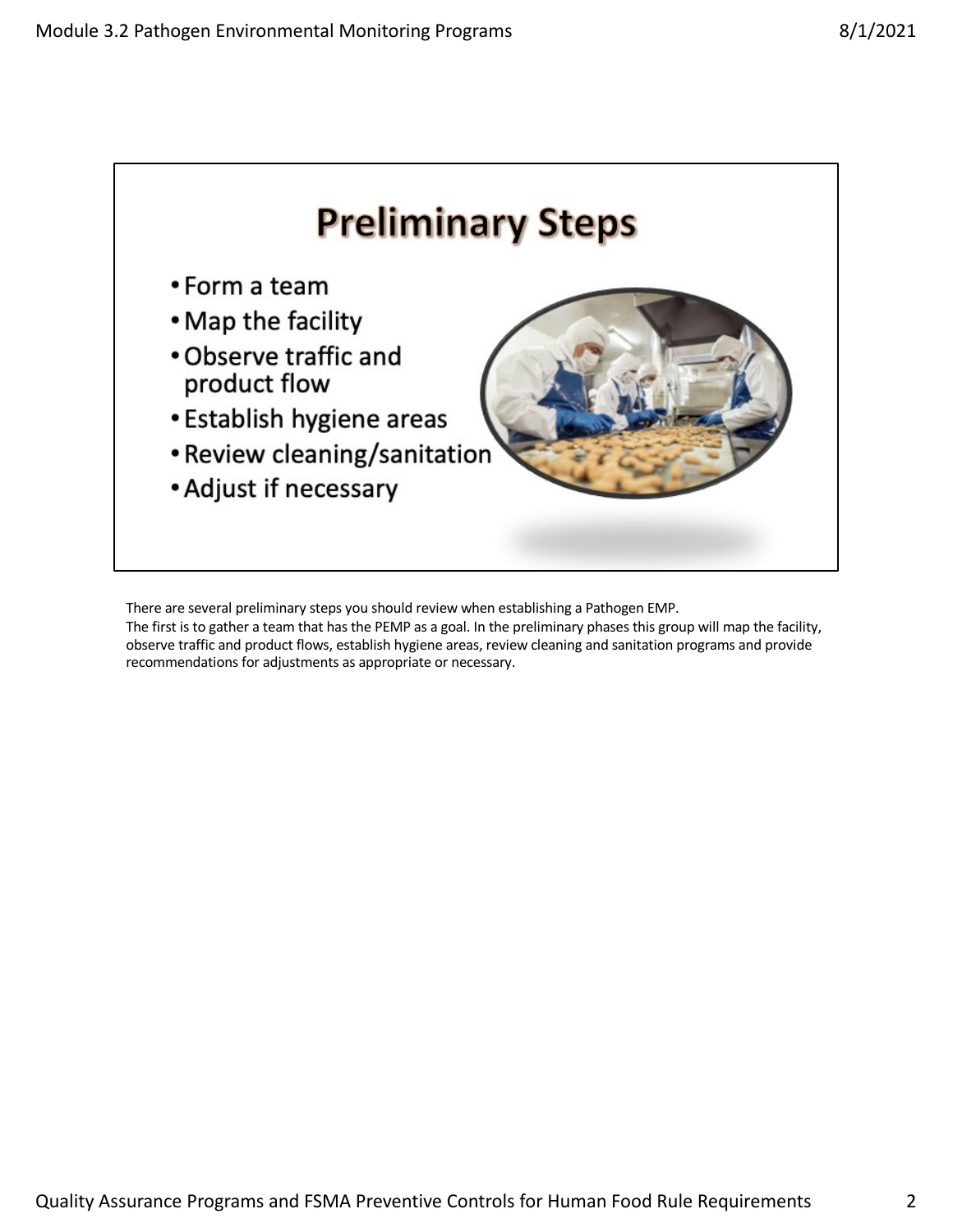# Preliminary Steps

- Form a team
- Map the facility
- Observe traffic and product flow
- Establish hygiene areas
- Review cleaning/sanitation
- Adjust if necessary

There are several preliminary steps you should review when establishing a Pathogen EMP.
The first is to gather a team that has the PEMP as a goal. In the preliminary phases this group will map the facility, observe traffic and product flows, establish hygiene areas, review cleaning and sanitation programs and provide recommendations for adjustments as appropriate or necessary.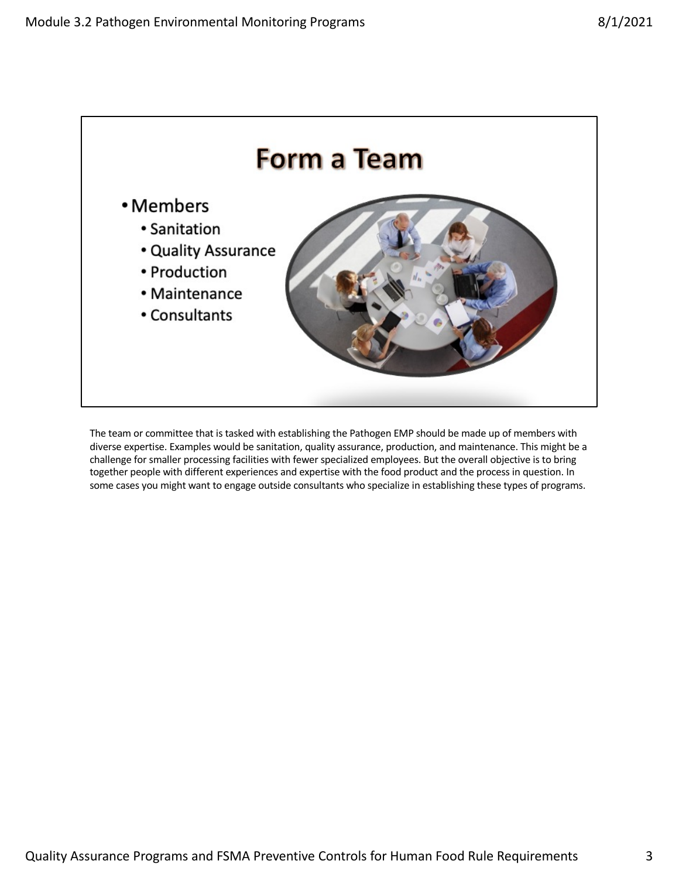# Form a Team

- Members
  - Sanitation
  - Quality Assurance
  - Production
  - Maintenance
  - Consultants

The team or committee that is tasked with establishing the Pathogen EMP should be made up of members with diverse expertise. Examples would be sanitation, quality assurance, production, and maintenance. This might be a challenge for smaller processing facilities with fewer specialized employees. But the overall objective is to bring together people with different experiences and expertise with the food product and the process in question. In some cases you might want to engage outside consultants who specialize in establishing these types of programs.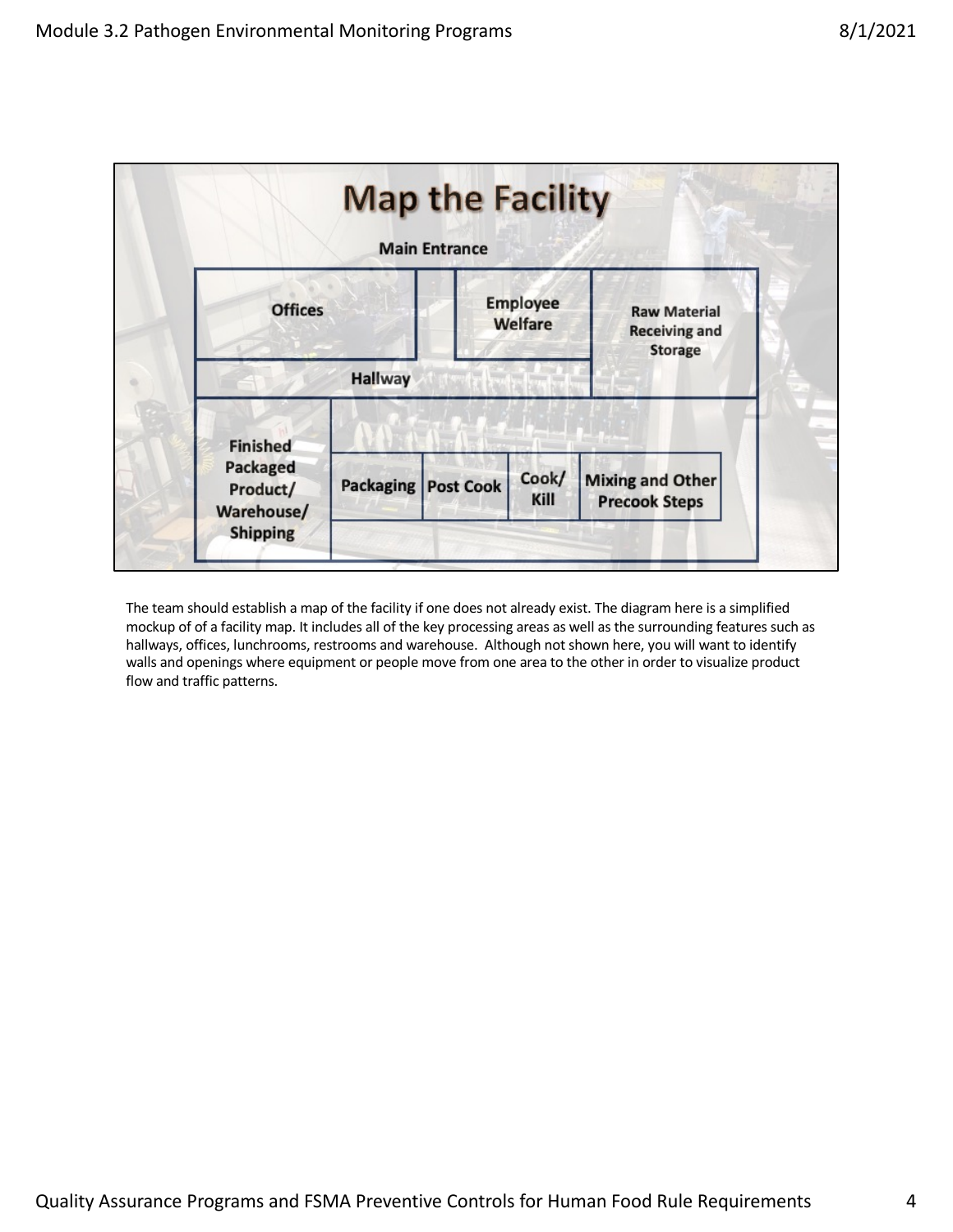# Map the Facility

Main Entrance

| Offices | Employee Welfare | Raw Material Receiving and Storage |
|---|---|---|
| Hallway | | |

| Finished Packaged Product/ Warehouse/ Shipping | Packaging | Post Cook | Cook/ Kill | Mixing and Other Precook Steps |
|---|---|---|---|---|

The team should establish a map of the facility if one does not already exist. The diagram here is a simplified mockup of of a facility map. It includes all of the key processing areas as well as the surrounding features such as hallways, offices, lunchrooms, restrooms and warehouse. Although not shown here, you will want to identify walls and openings where equipment or people move from one area to the other in order to visualize product flow and traffic patterns.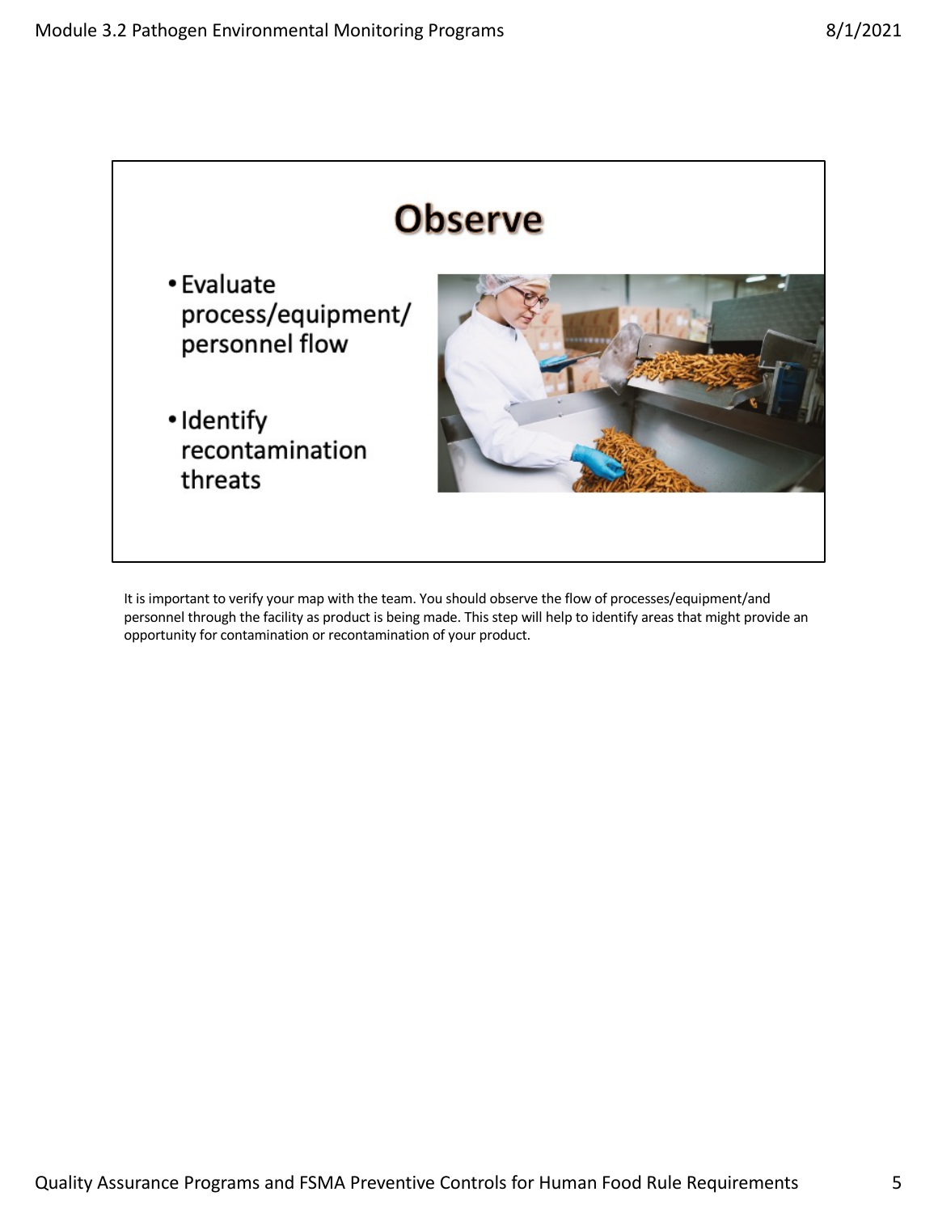## Observe

- Evaluate process/equipment/ personnel flow
- Identify recontamination threats

It is important to verify your map with the team. You should observe the flow of processes/equipment/and personnel through the facility as product is being made. This step will help to identify areas that might provide an opportunity for contamination or recontamination of your product.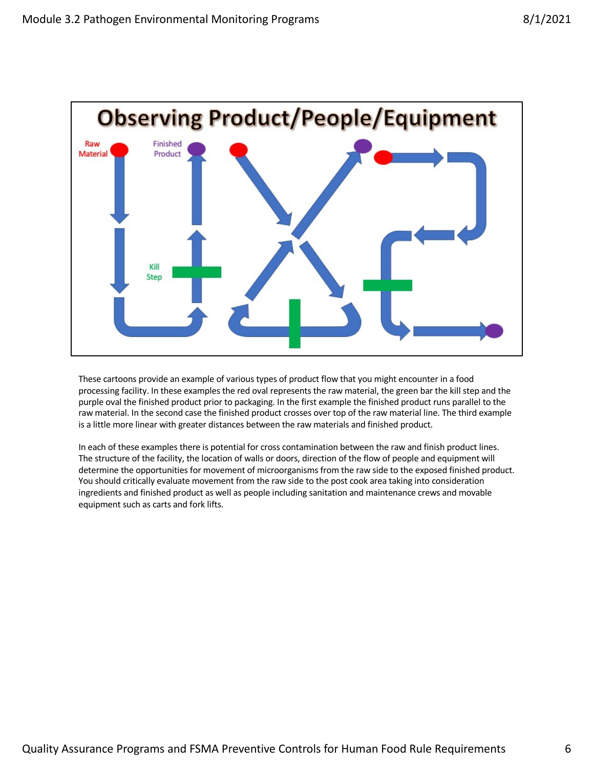## Observing Product/People/Equipment

Raw Material

Finished Product

Kill Step

These cartoons provide an example of various types of product flow that you might encounter in a food processing facility. In these examples the red oval represents the raw material, the green bar the kill step and the purple oval the finished product prior to packaging. In the first example the finished product runs parallel to the raw material. In the second case the finished product crosses over top of the raw material line. The third example is a little more linear with greater distances between the raw materials and finished product.

In each of these examples there is potential for cross contamination between the raw and finish product lines. The structure of the facility, the location of walls or doors, direction of the flow of people and equipment will determine the opportunities for movement of microorganisms from the raw side to the exposed finished product. You should critically evaluate movement from the raw side to the post cook area taking into consideration ingredients and finished product as well as people including sanitation and maintenance crews and movable equipment such as carts and fork lifts.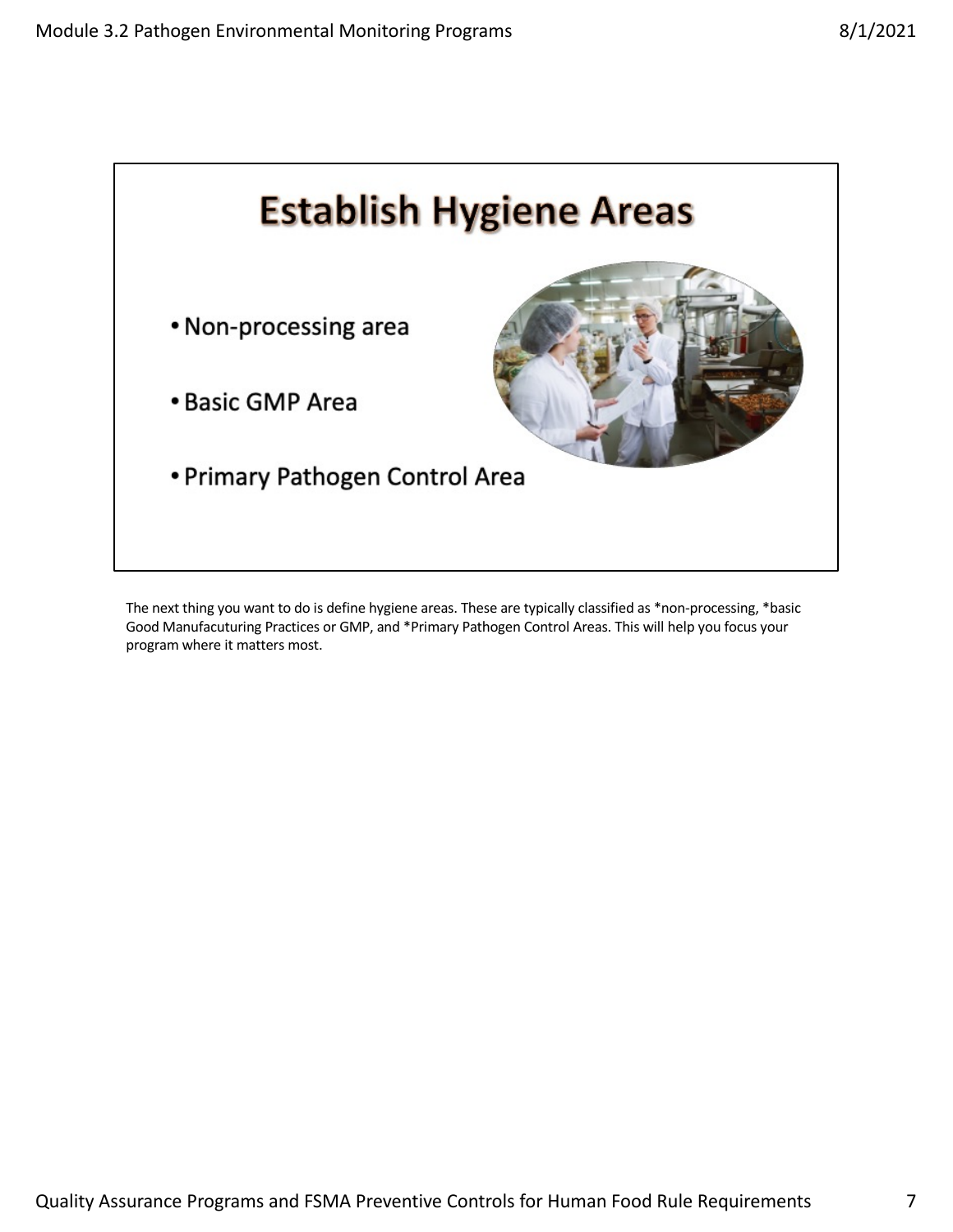## Establish Hygiene Areas

- Non-processing area
- Basic GMP Area
- Primary Pathogen Control Area

The next thing you want to do is define hygiene areas. These are typically classified as *non-processing, *basic Good Manufacuturing Practices or GMP, and *Primary Pathogen Control Areas. This will help you focus your program where it matters most.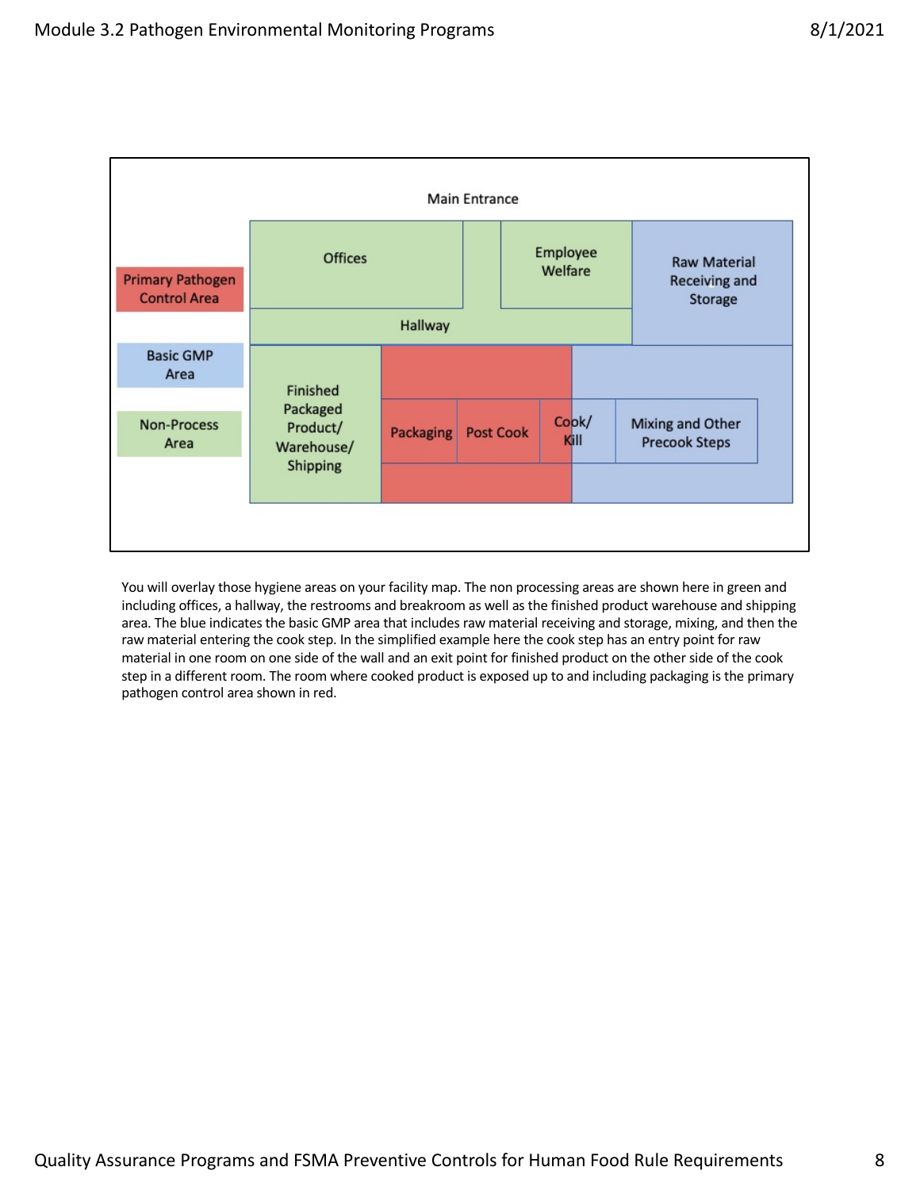Main Entrance

| Legend | |
|---|---|
| Primary Pathogen Control Area | Red |
| Basic GMP Area | Blue |
| Non-Process Area | Green |

Offices · Employee Welfare · Raw Material Receiving and Storage · Hallway · Finished Packaged Product/ Warehouse/ Shipping · Packaging · Post Cook · Cook/ Kill · Mixing and Other Precook Steps

You will overlay those hygiene areas on your facility map. The non processing areas are shown here in green and including offices, a hallway, the restrooms and breakroom as well as the finished product warehouse and shipping area. The blue indicates the basic GMP area that includes raw material receiving and storage, mixing, and then the raw material entering the cook step. In the simplified example here the cook step has an entry point for raw material in one room on one side of the wall and an exit point for finished product on the other side of the cook step in a different room. The room where cooked product is exposed up to and including packaging is the primary pathogen control area shown in red.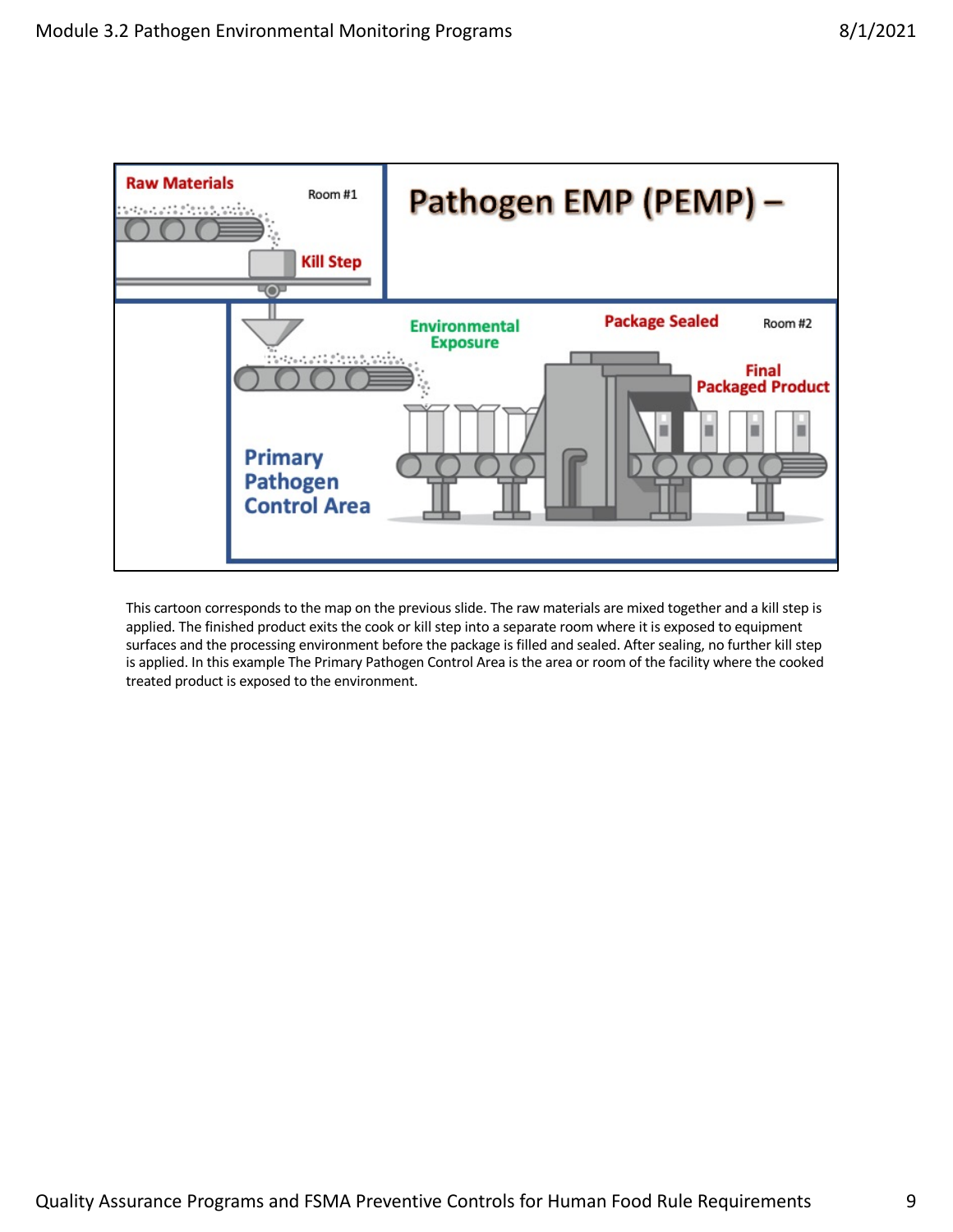## Pathogen EMP (PEMP) –

Raw Materials

Room #1

Kill Step

Environmental Exposure

Package Sealed

Room #2

Final Packaged Product

Primary Pathogen Control Area

This cartoon corresponds to the map on the previous slide. The raw materials are mixed together and a kill step is applied. The finished product exits the cook or kill step into a separate room where it is exposed to equipment surfaces and the processing environment before the package is filled and sealed. After sealing, no further kill step is applied. In this example The Primary Pathogen Control Area is the area or room of the facility where the cooked treated product is exposed to the environment.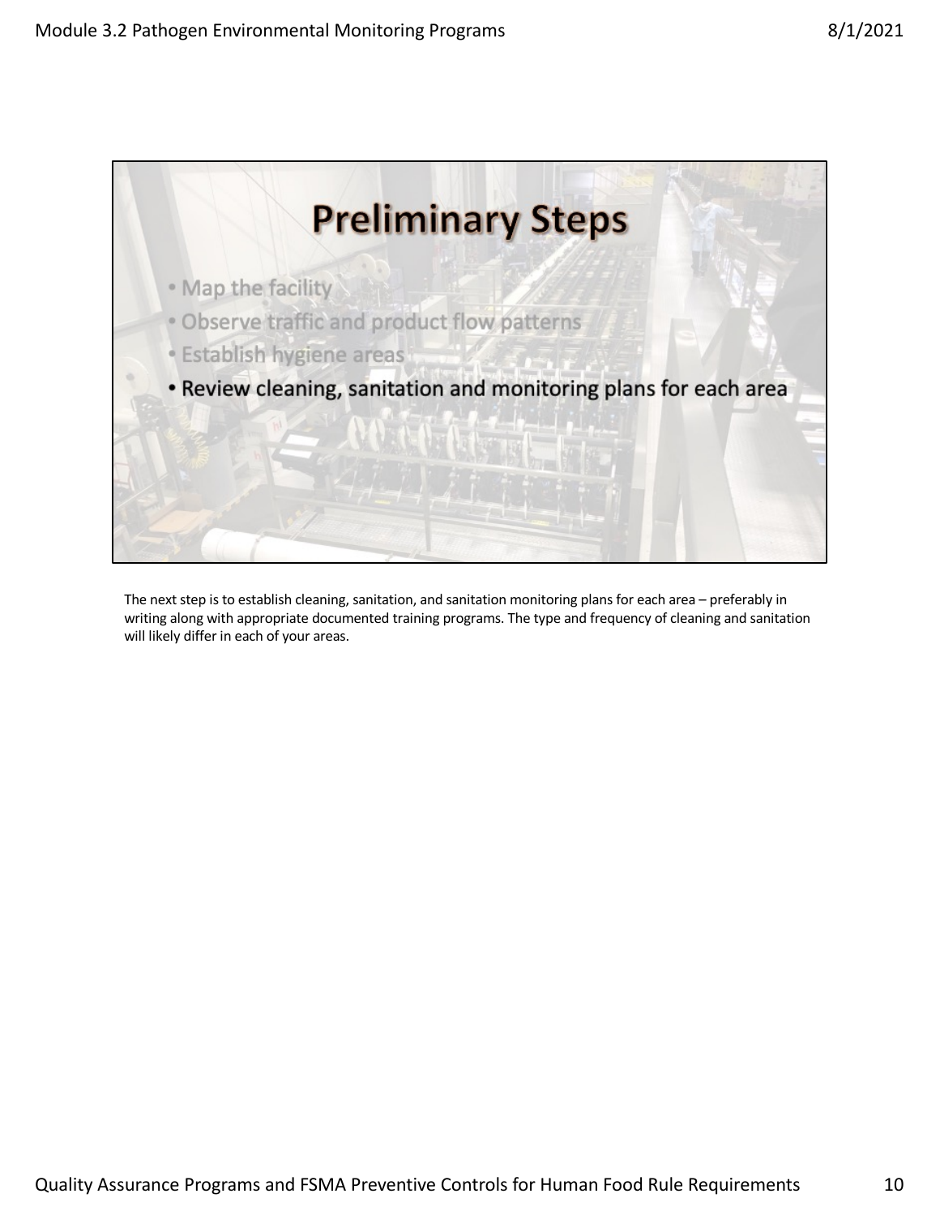# Preliminary Steps

- Map the facility
- Observe traffic and product flow patterns
- Establish hygiene areas
- **Review cleaning, sanitation and monitoring plans for each area**

The next step is to establish cleaning, sanitation, and sanitation monitoring plans for each area – preferably in writing along with appropriate documented training programs. The type and frequency of cleaning and sanitation will likely differ in each of your areas.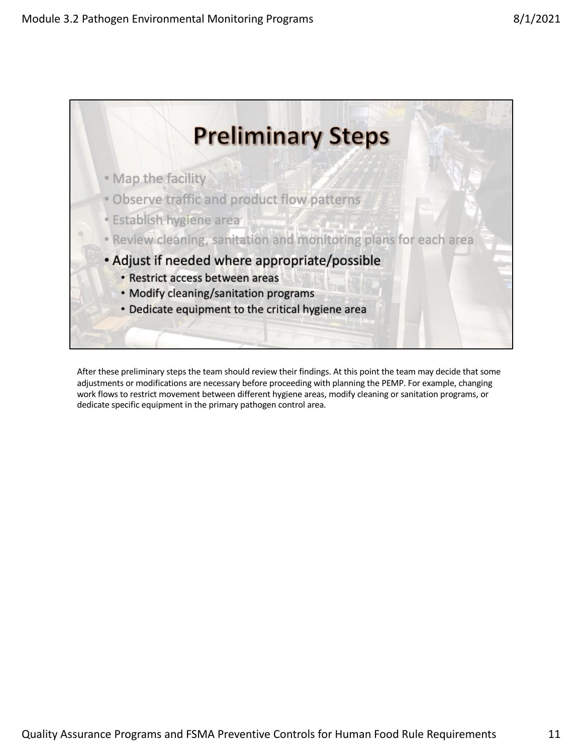# Preliminary Steps

- Map the facility
- Observe traffic and product flow patterns
- Establish hygiene area
- Review cleaning, sanitation and monitoring plans for each area
- Adjust if needed where appropriate/possible
  - Restrict access between areas
  - Modify cleaning/sanitation programs
  - Dedicate equipment to the critical hygiene area

After these preliminary steps the team should review their findings. At this point the team may decide that some adjustments or modifications are necessary before proceeding with planning the PEMP. For example, changing work flows to restrict movement between different hygiene areas, modify cleaning or sanitation programs, or dedicate specific equipment in the primary pathogen control area.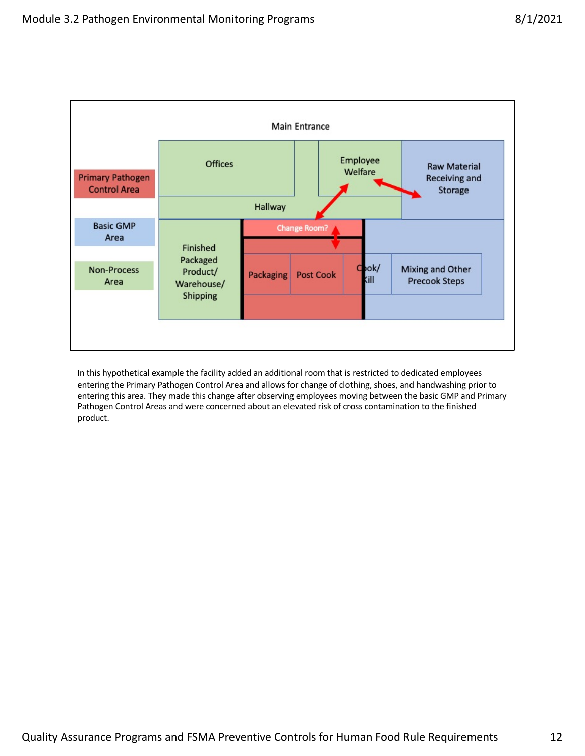Main Entrance

Primary Pathogen Control Area

Basic GMP Area

Non-Process Area

Offices

Employee Welfare

Raw Material Receiving and Storage

Hallway

Change Room?

Finished Packaged Product/ Warehouse/ Shipping

Packaging

Post Cook

Cook/ Kill

Mixing and Other Precook Steps

In this hypothetical example the facility added an additional room that is restricted to dedicated employees entering the Primary Pathogen Control Area and allows for change of clothing, shoes, and handwashing prior to entering this area. They made this change after observing employees moving between the basic GMP and Primary Pathogen Control Areas and were concerned about an elevated risk of cross contamination to the finished product.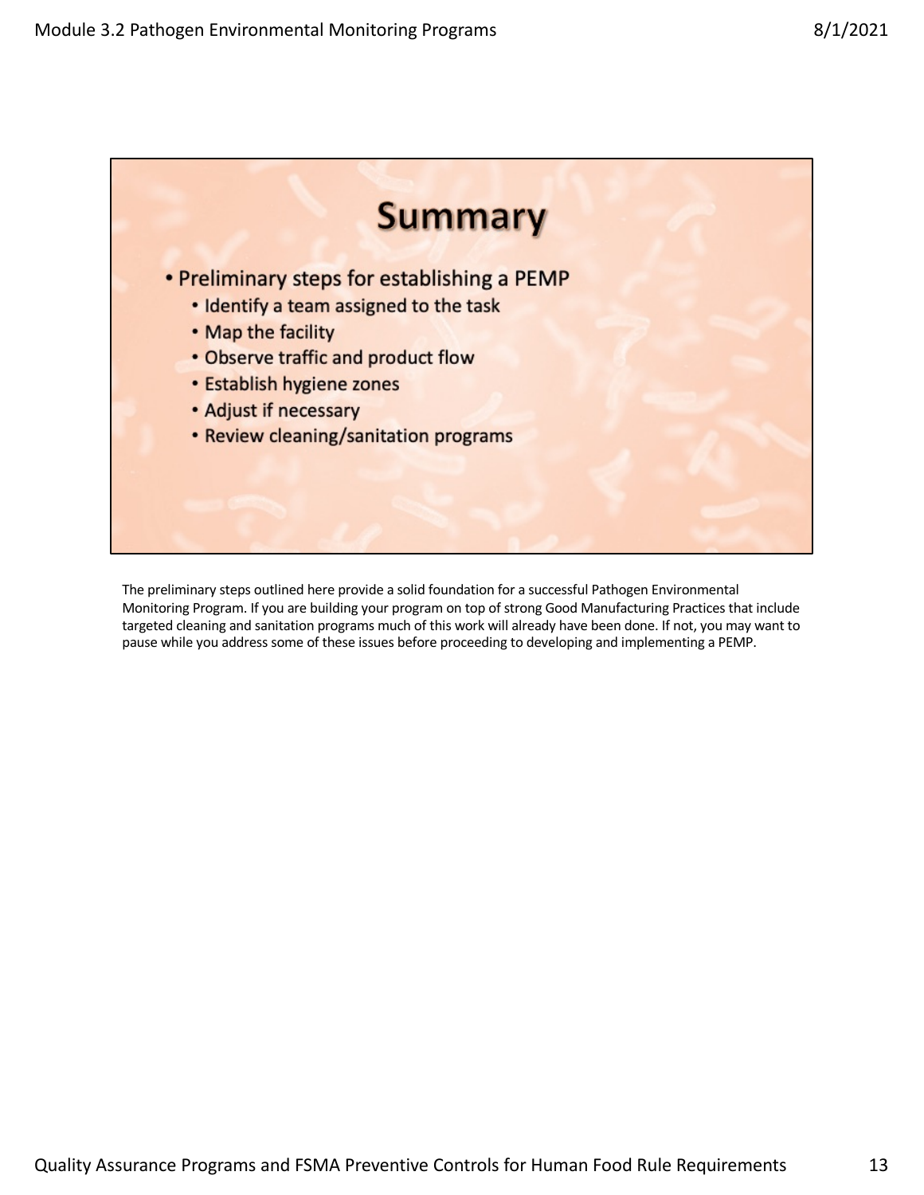# Summary

- Preliminary steps for establishing a PEMP
  - Identify a team assigned to the task
  - Map the facility
  - Observe traffic and product flow
  - Establish hygiene zones
  - Adjust if necessary
  - Review cleaning/sanitation programs

The preliminary steps outlined here provide a solid foundation for a successful Pathogen Environmental Monitoring Program. If you are building your program on top of strong Good Manufacturing Practices that include targeted cleaning and sanitation programs much of this work will already have been done. If not, you may want to pause while you address some of these issues before proceeding to developing and implementing a PEMP.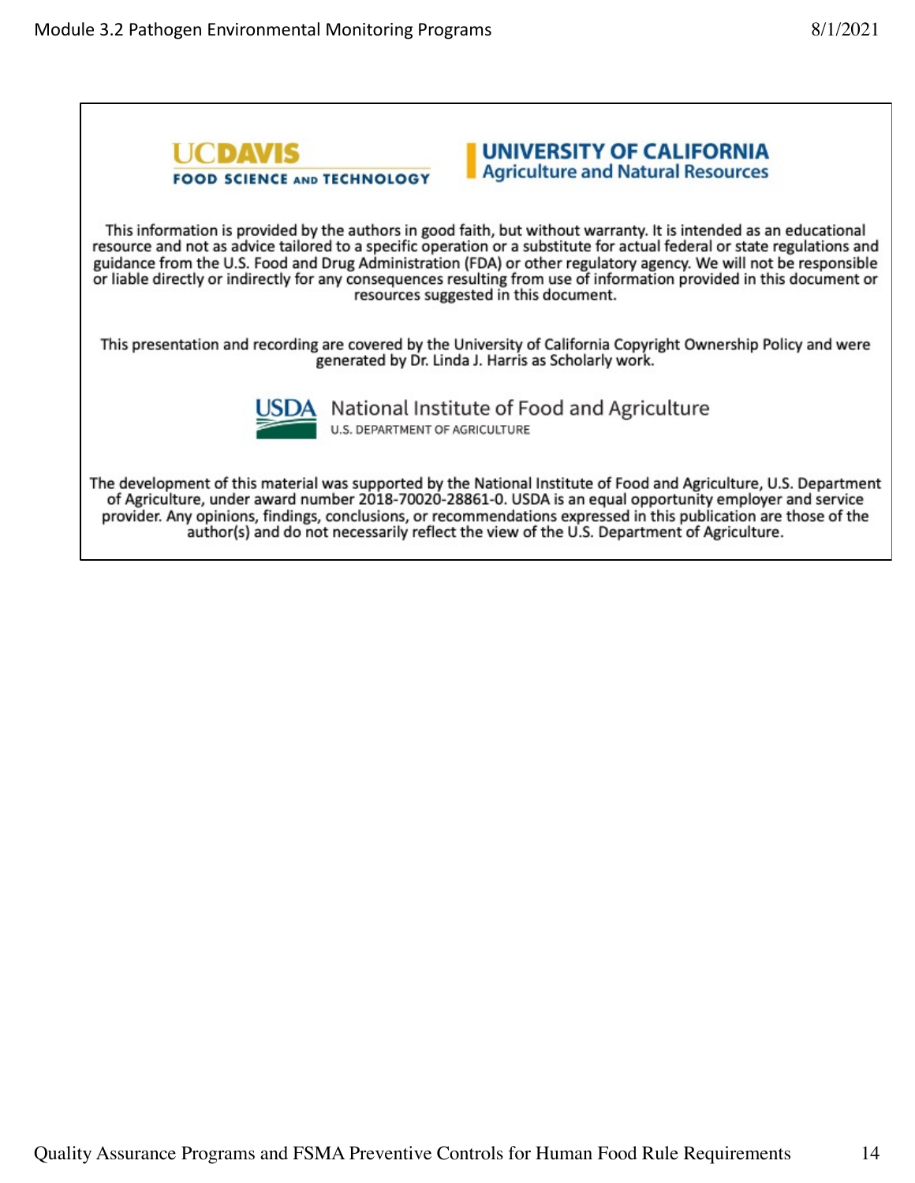UCDAVIS
FOOD SCIENCE AND TECHNOLOGY

UNIVERSITY OF CALIFORNIA
Agriculture and Natural Resources

This information is provided by the authors in good faith, but without warranty. It is intended as an educational resource and not as advice tailored to a specific operation or a substitute for actual federal or state regulations and guidance from the U.S. Food and Drug Administration (FDA) or other regulatory agency. We will not be responsible or liable directly or indirectly for any consequences resulting from use of information provided in this document or resources suggested in this document.

This presentation and recording are covered by the University of California Copyright Ownership Policy and were generated by Dr. Linda J. Harris as Scholarly work.

USDA National Institute of Food and Agriculture
U.S. DEPARTMENT OF AGRICULTURE

The development of this material was supported by the National Institute of Food and Agriculture, U.S. Department of Agriculture, under award number 2018-70020-28861-0. USDA is an equal opportunity employer and service provider. Any opinions, findings, conclusions, or recommendations expressed in this publication are those of the author(s) and do not necessarily reflect the view of the U.S. Department of Agriculture.